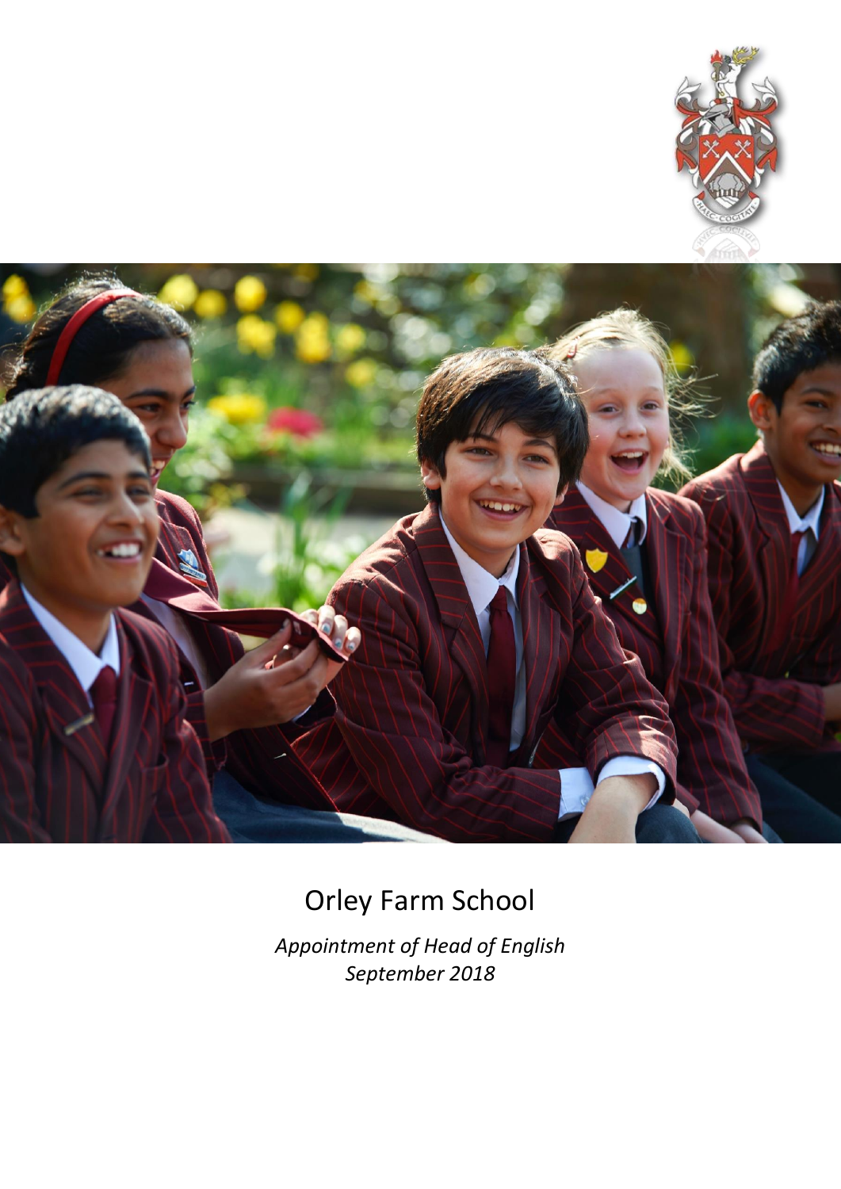# Orley Farm School

*Appointment of Head of English*
*September 2018*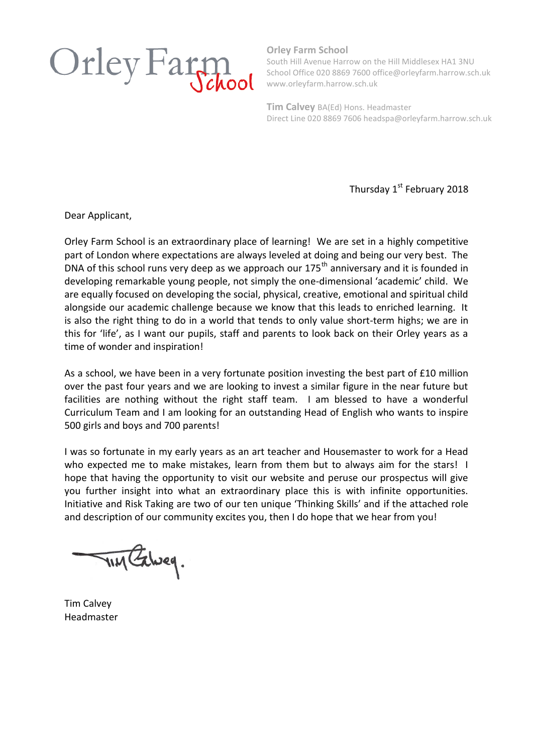Orley Farm School

**Orley Farm School**
South Hill Avenue Harrow on the Hill Middlesex HA1 3NU
School Office 020 8869 7600 office@orleyfarm.harrow.sch.uk
www.orleyfarm.harrow.sch.uk

**Tim Calvey** BA(Ed) Hons. Headmaster
Direct Line 020 8869 7606 headspa@orleyfarm.harrow.sch.uk

Thursday 1st February 2018

Dear Applicant,

Orley Farm School is an extraordinary place of learning! We are set in a highly competitive part of London where expectations are always leveled at doing and being our very best. The DNA of this school runs very deep as we approach our 175th anniversary and it is founded in developing remarkable young people, not simply the one-dimensional 'academic' child. We are equally focused on developing the social, physical, creative, emotional and spiritual child alongside our academic challenge because we know that this leads to enriched learning. It is also the right thing to do in a world that tends to only value short-term highs; we are in this for 'life', as I want our pupils, staff and parents to look back on their Orley years as a time of wonder and inspiration!

As a school, we have been in a very fortunate position investing the best part of £10 million over the past four years and we are looking to invest a similar figure in the near future but facilities are nothing without the right staff team. I am blessed to have a wonderful Curriculum Team and I am looking for an outstanding Head of English who wants to inspire 500 girls and boys and 700 parents!

I was so fortunate in my early years as an art teacher and Housemaster to work for a Head who expected me to make mistakes, learn from them but to always aim for the stars! I hope that having the opportunity to visit our website and peruse our prospectus will give you further insight into what an extraordinary place this is with infinite opportunities. Initiative and Risk Taking are two of our ten unique 'Thinking Skills' and if the attached role and description of our community excites you, then I do hope that we hear from you!

Tim Calvey
Headmaster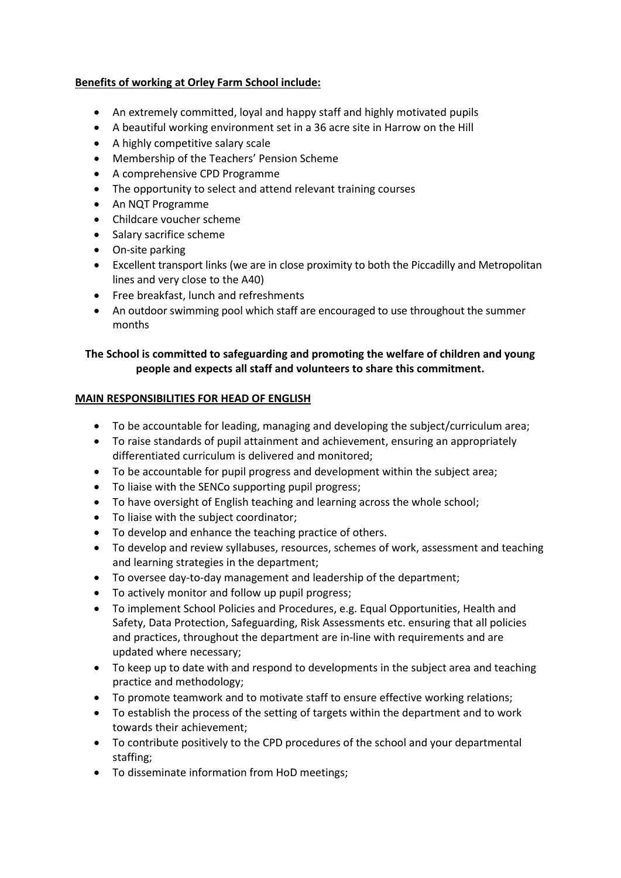**Benefits of working at Orley Farm School include:**

- An extremely committed, loyal and happy staff and highly motivated pupils
- A beautiful working environment set in a 36 acre site in Harrow on the Hill
- A highly competitive salary scale
- Membership of the Teachers' Pension Scheme
- A comprehensive CPD Programme
- The opportunity to select and attend relevant training courses
- An NQT Programme
- Childcare voucher scheme
- Salary sacrifice scheme
- On-site parking
- Excellent transport links (we are in close proximity to both the Piccadilly and Metropolitan lines and very close to the A40)
- Free breakfast, lunch and refreshments
- An outdoor swimming pool which staff are encouraged to use throughout the summer months

**The School is committed to safeguarding and promoting the welfare of children and young people and expects all staff and volunteers to share this commitment.**

**MAIN RESPONSIBILITIES FOR HEAD OF ENGLISH**

- To be accountable for leading, managing and developing the subject/curriculum area;
- To raise standards of pupil attainment and achievement, ensuring an appropriately differentiated curriculum is delivered and monitored;
- To be accountable for pupil progress and development within the subject area;
- To liaise with the SENCo supporting pupil progress;
- To have oversight of English teaching and learning across the whole school;
- To liaise with the subject coordinator;
- To develop and enhance the teaching practice of others.
- To develop and review syllabuses, resources, schemes of work, assessment and teaching and learning strategies in the department;
- To oversee day-to-day management and leadership of the department;
- To actively monitor and follow up pupil progress;
- To implement School Policies and Procedures, e.g. Equal Opportunities, Health and Safety, Data Protection, Safeguarding, Risk Assessments etc. ensuring that all policies and practices, throughout the department are in-line with requirements and are updated where necessary;
- To keep up to date with and respond to developments in the subject area and teaching practice and methodology;
- To promote teamwork and to motivate staff to ensure effective working relations;
- To establish the process of the setting of targets within the department and to work towards their achievement;
- To contribute positively to the CPD procedures of the school and your departmental staffing;
- To disseminate information from HoD meetings;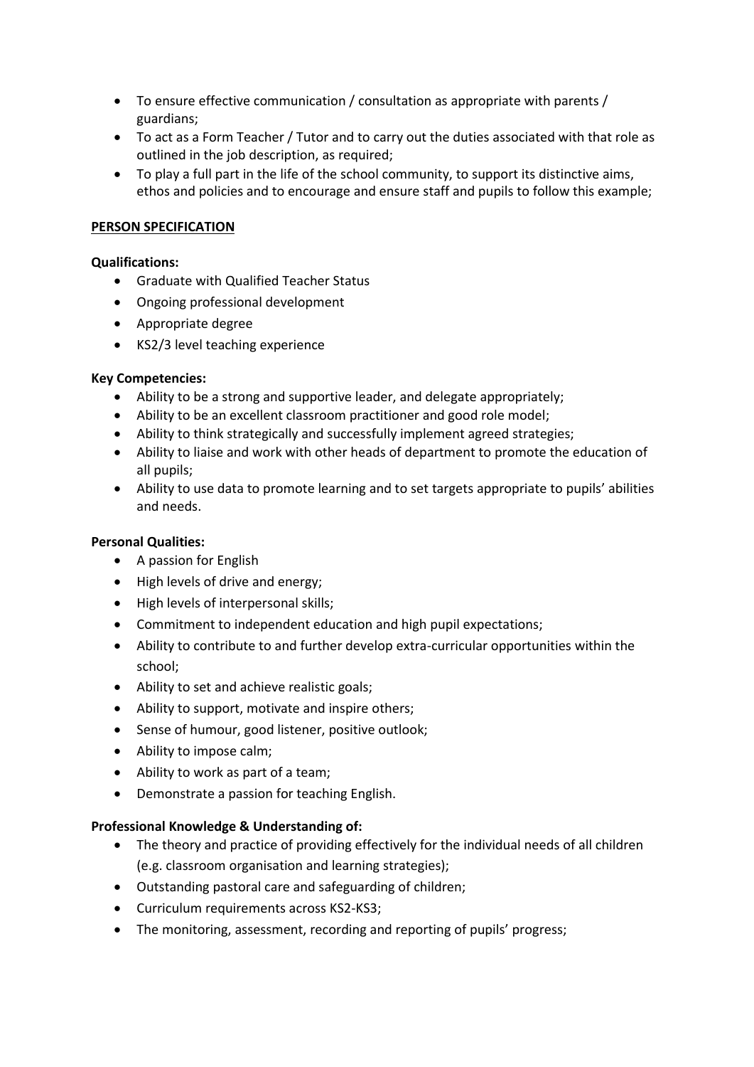- To ensure effective communication / consultation as appropriate with parents / guardians;
- To act as a Form Teacher / Tutor and to carry out the duties associated with that role as outlined in the job description, as required;
- To play a full part in the life of the school community, to support its distinctive aims, ethos and policies and to encourage and ensure staff and pupils to follow this example;

## PERSON SPECIFICATION

**Qualifications:**

- Graduate with Qualified Teacher Status
- Ongoing professional development
- Appropriate degree
- KS2/3 level teaching experience

**Key Competencies:**

- Ability to be a strong and supportive leader, and delegate appropriately;
- Ability to be an excellent classroom practitioner and good role model;
- Ability to think strategically and successfully implement agreed strategies;
- Ability to liaise and work with other heads of department to promote the education of all pupils;
- Ability to use data to promote learning and to set targets appropriate to pupils' abilities and needs.

**Personal Qualities:**

- A passion for English
- High levels of drive and energy;
- High levels of interpersonal skills;
- Commitment to independent education and high pupil expectations;
- Ability to contribute to and further develop extra-curricular opportunities within the school;
- Ability to set and achieve realistic goals;
- Ability to support, motivate and inspire others;
- Sense of humour, good listener, positive outlook;
- Ability to impose calm;
- Ability to work as part of a team;
- Demonstrate a passion for teaching English.

**Professional Knowledge & Understanding of:**

- The theory and practice of providing effectively for the individual needs of all children (e.g. classroom organisation and learning strategies);
- Outstanding pastoral care and safeguarding of children;
- Curriculum requirements across KS2-KS3;
- The monitoring, assessment, recording and reporting of pupils' progress;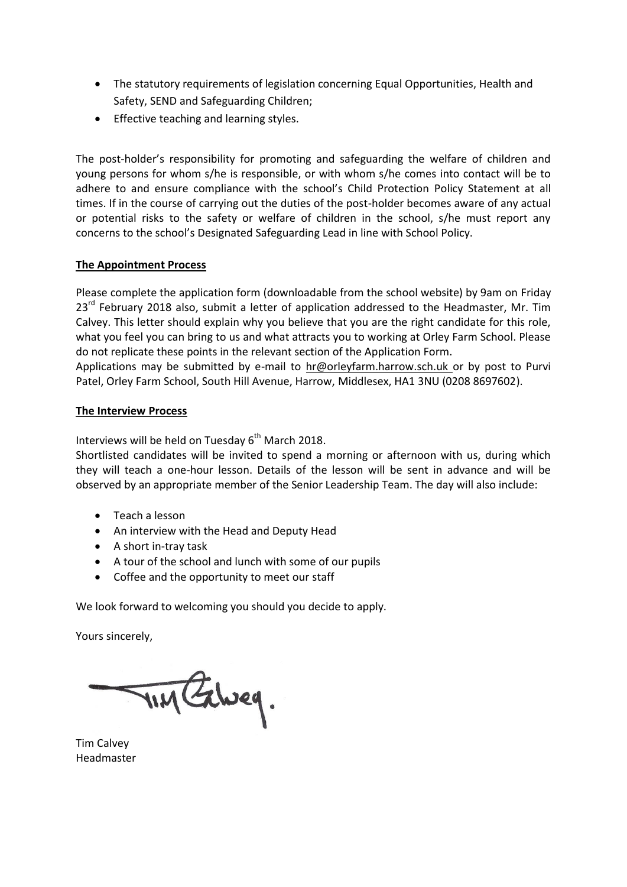- The statutory requirements of legislation concerning Equal Opportunities, Health and Safety, SEND and Safeguarding Children;
- Effective teaching and learning styles.

The post-holder's responsibility for promoting and safeguarding the welfare of children and young persons for whom s/he is responsible, or with whom s/he comes into contact will be to adhere to and ensure compliance with the school's Child Protection Policy Statement at all times. If in the course of carrying out the duties of the post-holder becomes aware of any actual or potential risks to the safety or welfare of children in the school, s/he must report any concerns to the school's Designated Safeguarding Lead in line with School Policy.

**The Appointment Process**

Please complete the application form (downloadable from the school website) by 9am on Friday 23rd February 2018 also, submit a letter of application addressed to the Headmaster, Mr. Tim Calvey. This letter should explain why you believe that you are the right candidate for this role, what you feel you can bring to us and what attracts you to working at Orley Farm School. Please do not replicate these points in the relevant section of the Application Form.

Applications may be submitted by e-mail to hr@orleyfarm.harrow.sch.uk or by post to Purvi Patel, Orley Farm School, South Hill Avenue, Harrow, Middlesex, HA1 3NU (0208 8697602).

**The Interview Process**

Interviews will be held on Tuesday 6th March 2018.

Shortlisted candidates will be invited to spend a morning or afternoon with us, during which they will teach a one-hour lesson. Details of the lesson will be sent in advance and will be observed by an appropriate member of the Senior Leadership Team. The day will also include:

- Teach a lesson
- An interview with the Head and Deputy Head
- A short in-tray task
- A tour of the school and lunch with some of our pupils
- Coffee and the opportunity to meet our staff

We look forward to welcoming you should you decide to apply.

Yours sincerely,

Tim Calvey

Tim Calvey
Headmaster